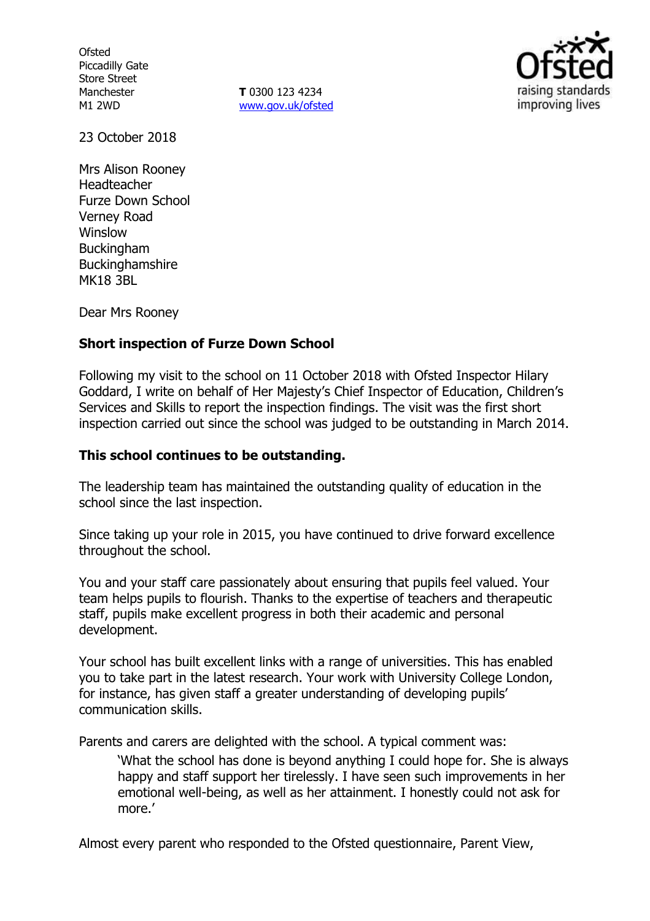Ofsted
Piccadilly Gate
Store Street
Manchester
M1 2WD

**T** 0300 123 4234
www.gov.uk/ofsted

23 October 2018

Mrs Alison Rooney
Headteacher
Furze Down School
Verney Road
Winslow
Buckingham
Buckinghamshire
MK18 3BL

Dear Mrs Rooney

**Short inspection of Furze Down School**

Following my visit to the school on 11 October 2018 with Ofsted Inspector Hilary Goddard, I write on behalf of Her Majesty's Chief Inspector of Education, Children's Services and Skills to report the inspection findings. The visit was the first short inspection carried out since the school was judged to be outstanding in March 2014.

**This school continues to be outstanding.**

The leadership team has maintained the outstanding quality of education in the school since the last inspection.

Since taking up your role in 2015, you have continued to drive forward excellence throughout the school.

You and your staff care passionately about ensuring that pupils feel valued. Your team helps pupils to flourish. Thanks to the expertise of teachers and therapeutic staff, pupils make excellent progress in both their academic and personal development.

Your school has built excellent links with a range of universities. This has enabled you to take part in the latest research. Your work with University College London, for instance, has given staff a greater understanding of developing pupils' communication skills.

Parents and carers are delighted with the school. A typical comment was:

> 'What the school has done is beyond anything I could hope for. She is always happy and staff support her tirelessly. I have seen such improvements in her emotional well-being, as well as her attainment. I honestly could not ask for more.'

Almost every parent who responded to the Ofsted questionnaire, Parent View,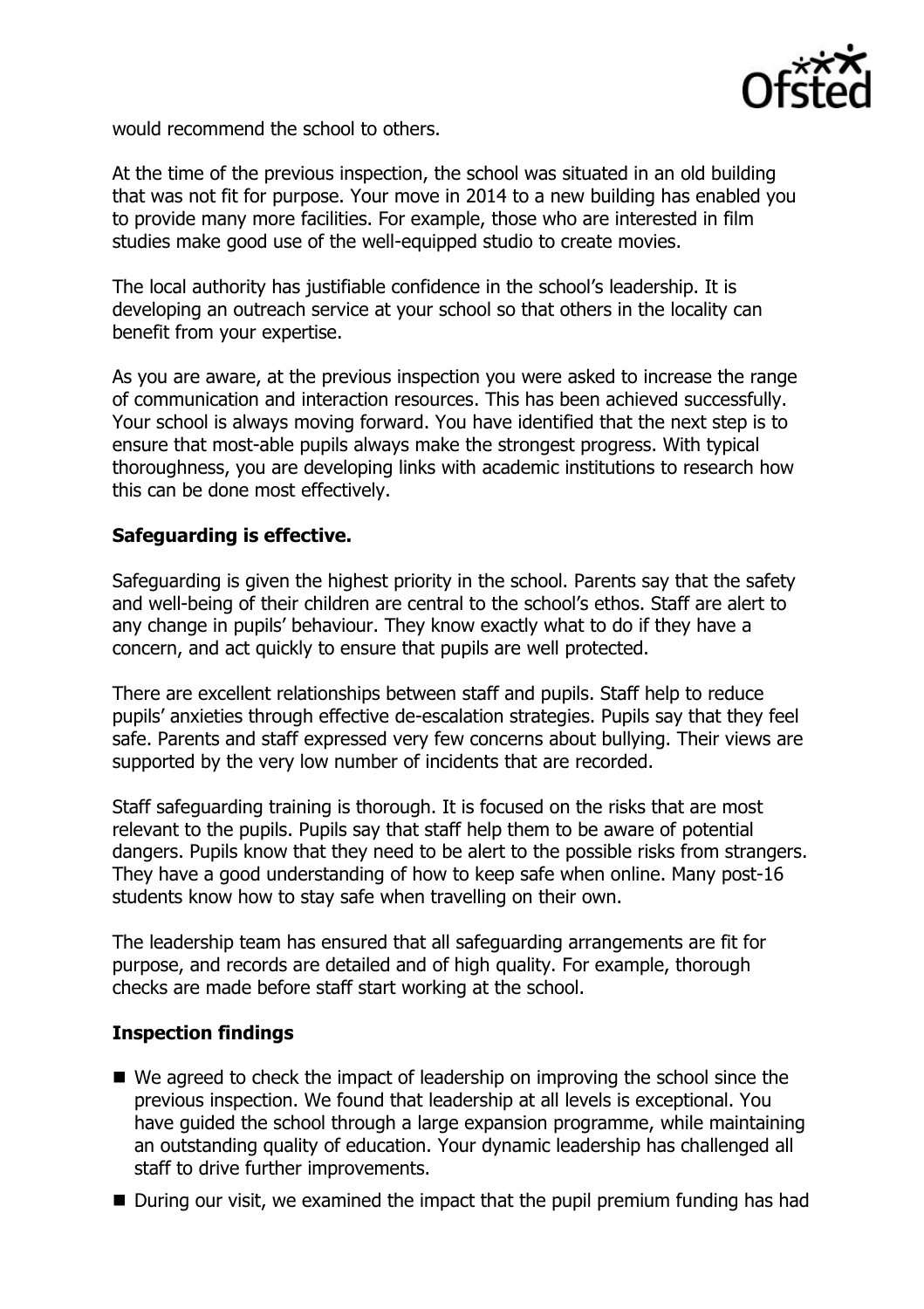would recommend the school to others.

At the time of the previous inspection, the school was situated in an old building that was not fit for purpose. Your move in 2014 to a new building has enabled you to provide many more facilities. For example, those who are interested in film studies make good use of the well-equipped studio to create movies.

The local authority has justifiable confidence in the school's leadership. It is developing an outreach service at your school so that others in the locality can benefit from your expertise.

As you are aware, at the previous inspection you were asked to increase the range of communication and interaction resources. This has been achieved successfully. Your school is always moving forward. You have identified that the next step is to ensure that most-able pupils always make the strongest progress. With typical thoroughness, you are developing links with academic institutions to research how this can be done most effectively.

**Safeguarding is effective.**

Safeguarding is given the highest priority in the school. Parents say that the safety and well-being of their children are central to the school's ethos. Staff are alert to any change in pupils' behaviour. They know exactly what to do if they have a concern, and act quickly to ensure that pupils are well protected.

There are excellent relationships between staff and pupils. Staff help to reduce pupils' anxieties through effective de-escalation strategies. Pupils say that they feel safe. Parents and staff expressed very few concerns about bullying. Their views are supported by the very low number of incidents that are recorded.

Staff safeguarding training is thorough. It is focused on the risks that are most relevant to the pupils. Pupils say that staff help them to be aware of potential dangers. Pupils know that they need to be alert to the possible risks from strangers. They have a good understanding of how to keep safe when online. Many post-16 students know how to stay safe when travelling on their own.

The leadership team has ensured that all safeguarding arrangements are fit for purpose, and records are detailed and of high quality. For example, thorough checks are made before staff start working at the school.

**Inspection findings**

- We agreed to check the impact of leadership on improving the school since the previous inspection. We found that leadership at all levels is exceptional. You have guided the school through a large expansion programme, while maintaining an outstanding quality of education. Your dynamic leadership has challenged all staff to drive further improvements.
- During our visit, we examined the impact that the pupil premium funding has had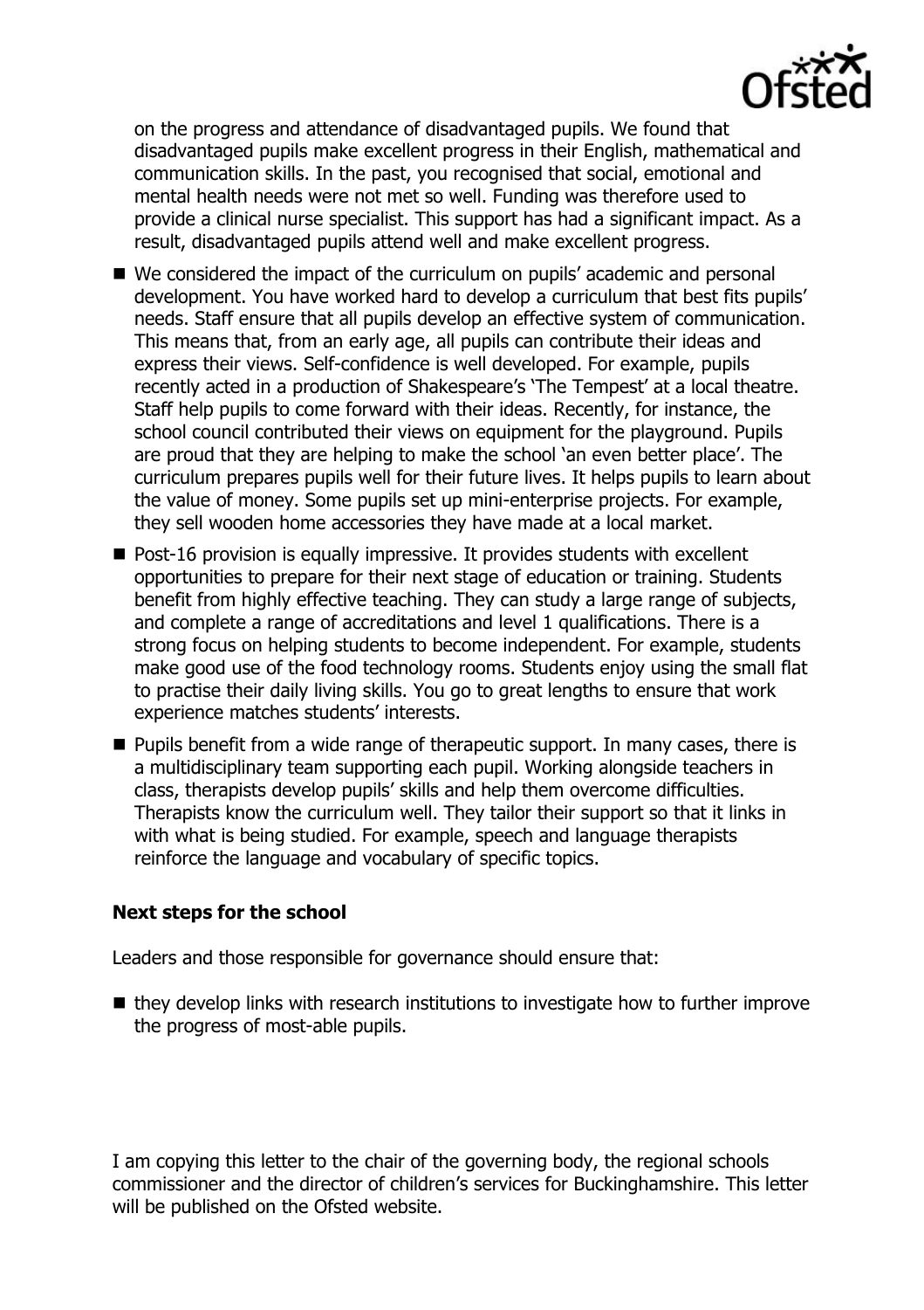on the progress and attendance of disadvantaged pupils. We found that disadvantaged pupils make excellent progress in their English, mathematical and communication skills. In the past, you recognised that social, emotional and mental health needs were not met so well. Funding was therefore used to provide a clinical nurse specialist. This support has had a significant impact. As a result, disadvantaged pupils attend well and make excellent progress.

- We considered the impact of the curriculum on pupils' academic and personal development. You have worked hard to develop a curriculum that best fits pupils' needs. Staff ensure that all pupils develop an effective system of communication. This means that, from an early age, all pupils can contribute their ideas and express their views. Self-confidence is well developed. For example, pupils recently acted in a production of Shakespeare's 'The Tempest' at a local theatre. Staff help pupils to come forward with their ideas. Recently, for instance, the school council contributed their views on equipment for the playground. Pupils are proud that they are helping to make the school 'an even better place'. The curriculum prepares pupils well for their future lives. It helps pupils to learn about the value of money. Some pupils set up mini-enterprise projects. For example, they sell wooden home accessories they have made at a local market.
- Post-16 provision is equally impressive. It provides students with excellent opportunities to prepare for their next stage of education or training. Students benefit from highly effective teaching. They can study a large range of subjects, and complete a range of accreditations and level 1 qualifications. There is a strong focus on helping students to become independent. For example, students make good use of the food technology rooms. Students enjoy using the small flat to practise their daily living skills. You go to great lengths to ensure that work experience matches students' interests.
- Pupils benefit from a wide range of therapeutic support. In many cases, there is a multidisciplinary team supporting each pupil. Working alongside teachers in class, therapists develop pupils' skills and help them overcome difficulties. Therapists know the curriculum well. They tailor their support so that it links in with what is being studied. For example, speech and language therapists reinforce the language and vocabulary of specific topics.

**Next steps for the school**

Leaders and those responsible for governance should ensure that:

- they develop links with research institutions to investigate how to further improve the progress of most-able pupils.

I am copying this letter to the chair of the governing body, the regional schools commissioner and the director of children's services for Buckinghamshire. This letter will be published on the Ofsted website.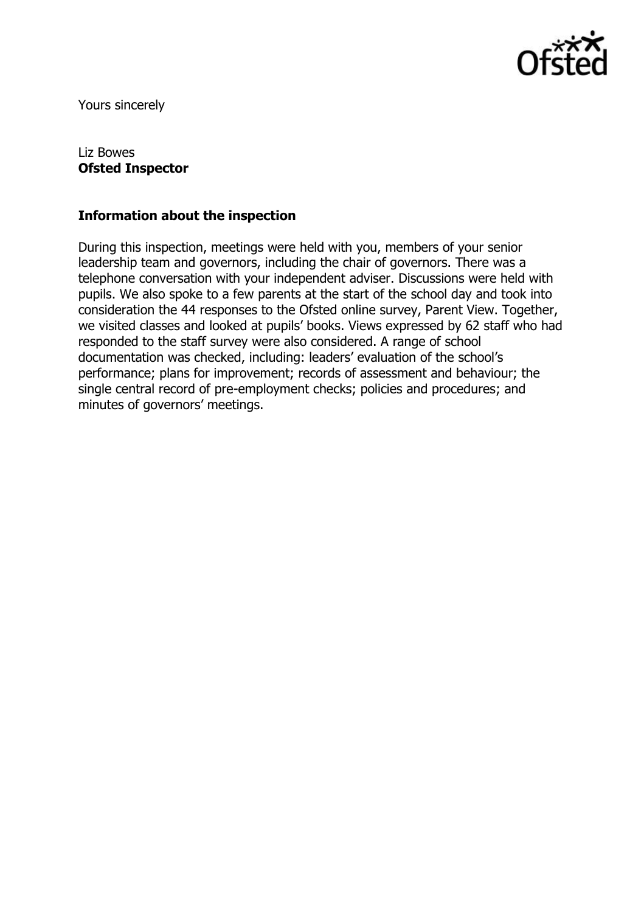Yours sincerely

Liz Bowes
**Ofsted Inspector**

## Information about the inspection

During this inspection, meetings were held with you, members of your senior leadership team and governors, including the chair of governors. There was a telephone conversation with your independent adviser. Discussions were held with pupils. We also spoke to a few parents at the start of the school day and took into consideration the 44 responses to the Ofsted online survey, Parent View. Together, we visited classes and looked at pupils' books. Views expressed by 62 staff who had responded to the staff survey were also considered. A range of school documentation was checked, including: leaders' evaluation of the school's performance; plans for improvement; records of assessment and behaviour; the single central record of pre-employment checks; policies and procedures; and minutes of governors' meetings.